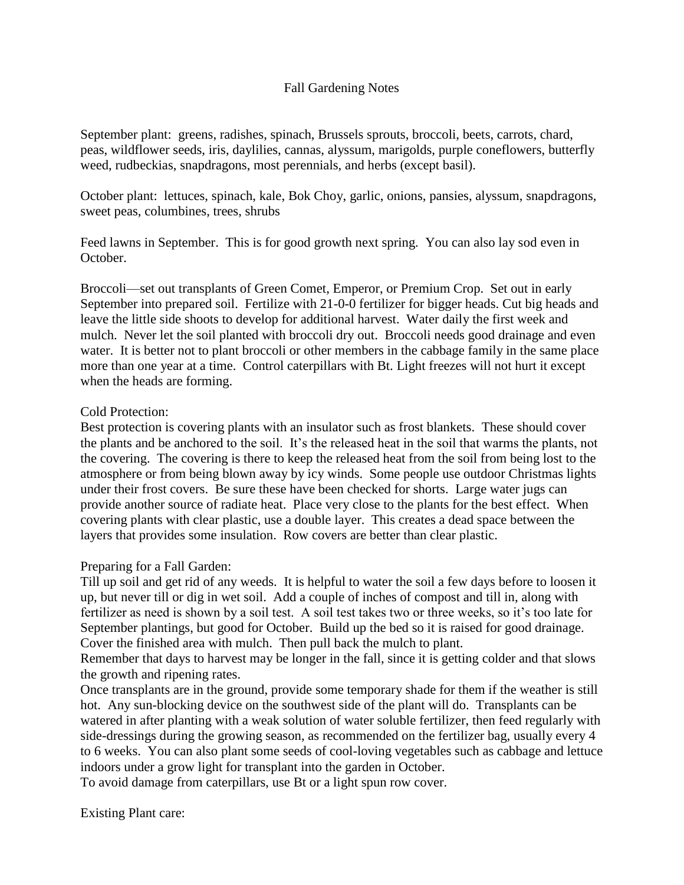# Fall Gardening Notes

September plant: greens, radishes, spinach, Brussels sprouts, broccoli, beets, carrots, chard, peas, wildflower seeds, iris, daylilies, cannas, alyssum, marigolds, purple coneflowers, butterfly weed, rudbeckias, snapdragons, most perennials, and herbs (except basil).

October plant: lettuces, spinach, kale, Bok Choy, garlic, onions, pansies, alyssum, snapdragons, sweet peas, columbines, trees, shrubs

Feed lawns in September. This is for good growth next spring. You can also lay sod even in October.

Broccoli—set out transplants of Green Comet, Emperor, or Premium Crop. Set out in early September into prepared soil. Fertilize with 21-0-0 fertilizer for bigger heads. Cut big heads and leave the little side shoots to develop for additional harvest. Water daily the first week and mulch. Never let the soil planted with broccoli dry out. Broccoli needs good drainage and even water. It is better not to plant broccoli or other members in the cabbage family in the same place more than one year at a time. Control caterpillars with Bt. Light freezes will not hurt it except when the heads are forming.

Cold Protection:
Best protection is covering plants with an insulator such as frost blankets. These should cover the plants and be anchored to the soil. It's the released heat in the soil that warms the plants, not the covering. The covering is there to keep the released heat from the soil from being lost to the atmosphere or from being blown away by icy winds. Some people use outdoor Christmas lights under their frost covers. Be sure these have been checked for shorts. Large water jugs can provide another source of radiate heat. Place very close to the plants for the best effect. When covering plants with clear plastic, use a double layer. This creates a dead space between the layers that provides some insulation. Row covers are better than clear plastic.

Preparing for a Fall Garden:
Till up soil and get rid of any weeds. It is helpful to water the soil a few days before to loosen it up, but never till or dig in wet soil. Add a couple of inches of compost and till in, along with fertilizer as need is shown by a soil test. A soil test takes two or three weeks, so it's too late for September plantings, but good for October. Build up the bed so it is raised for good drainage. Cover the finished area with mulch. Then pull back the mulch to plant.
Remember that days to harvest may be longer in the fall, since it is getting colder and that slows the growth and ripening rates.
Once transplants are in the ground, provide some temporary shade for them if the weather is still hot. Any sun-blocking device on the southwest side of the plant will do. Transplants can be watered in after planting with a weak solution of water soluble fertilizer, then feed regularly with side-dressings during the growing season, as recommended on the fertilizer bag, usually every 4 to 6 weeks. You can also plant some seeds of cool-loving vegetables such as cabbage and lettuce indoors under a grow light for transplant into the garden in October.
To avoid damage from caterpillars, use Bt or a light spun row cover.

Existing Plant care: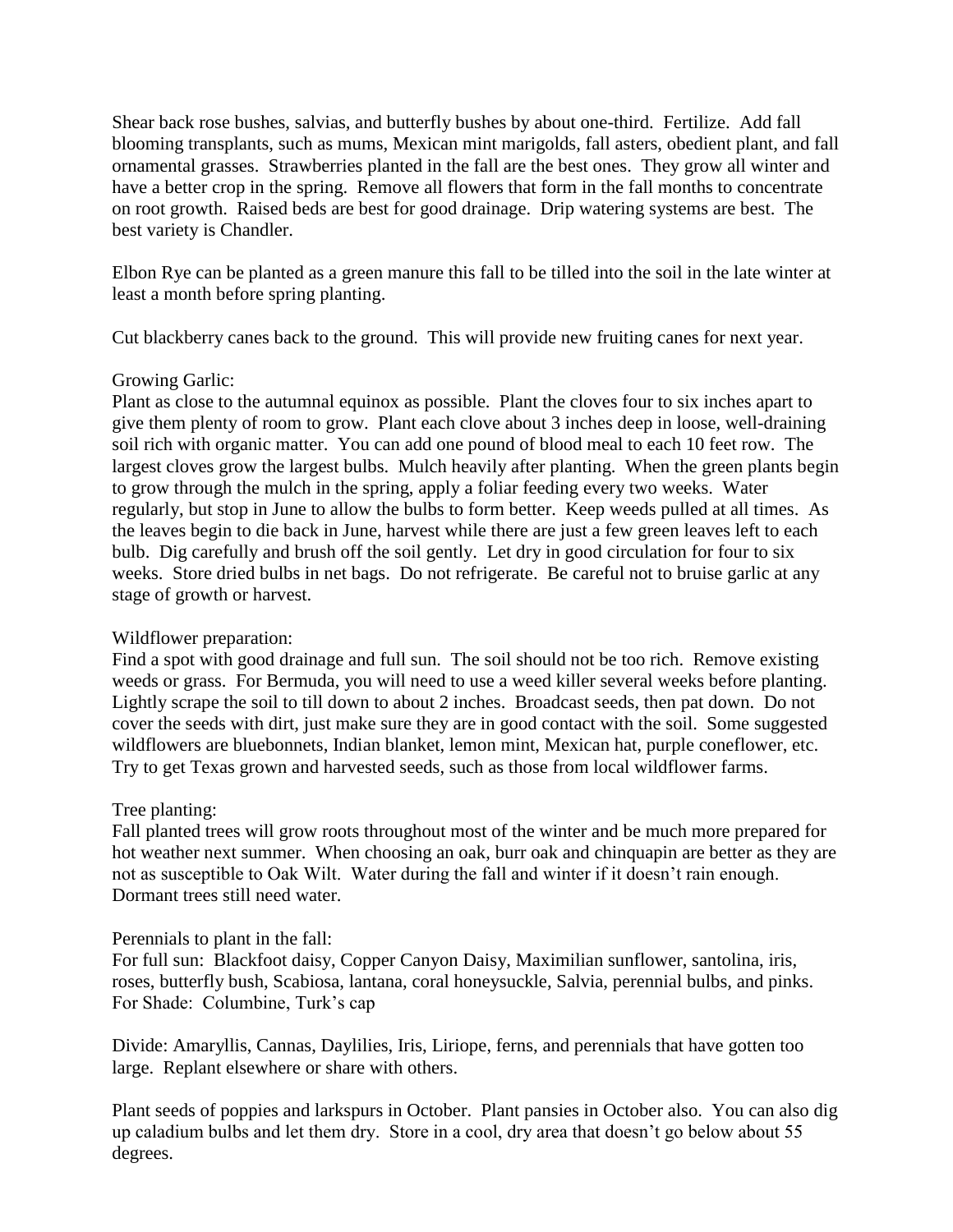Shear back rose bushes, salvias, and butterfly bushes by about one-third. Fertilize. Add fall blooming transplants, such as mums, Mexican mint marigolds, fall asters, obedient plant, and fall ornamental grasses. Strawberries planted in the fall are the best ones. They grow all winter and have a better crop in the spring. Remove all flowers that form in the fall months to concentrate on root growth. Raised beds are best for good drainage. Drip watering systems are best. The best variety is Chandler.

Elbon Rye can be planted as a green manure this fall to be tilled into the soil in the late winter at least a month before spring planting.

Cut blackberry canes back to the ground. This will provide new fruiting canes for next year.

Growing Garlic:
Plant as close to the autumnal equinox as possible. Plant the cloves four to six inches apart to give them plenty of room to grow. Plant each clove about 3 inches deep in loose, well-draining soil rich with organic matter. You can add one pound of blood meal to each 10 feet row. The largest cloves grow the largest bulbs. Mulch heavily after planting. When the green plants begin to grow through the mulch in the spring, apply a foliar feeding every two weeks. Water regularly, but stop in June to allow the bulbs to form better. Keep weeds pulled at all times. As the leaves begin to die back in June, harvest while there are just a few green leaves left to each bulb. Dig carefully and brush off the soil gently. Let dry in good circulation for four to six weeks. Store dried bulbs in net bags. Do not refrigerate. Be careful not to bruise garlic at any stage of growth or harvest.

Wildflower preparation:
Find a spot with good drainage and full sun. The soil should not be too rich. Remove existing weeds or grass. For Bermuda, you will need to use a weed killer several weeks before planting. Lightly scrape the soil to till down to about 2 inches. Broadcast seeds, then pat down. Do not cover the seeds with dirt, just make sure they are in good contact with the soil. Some suggested wildflowers are bluebonnets, Indian blanket, lemon mint, Mexican hat, purple coneflower, etc. Try to get Texas grown and harvested seeds, such as those from local wildflower farms.

Tree planting:
Fall planted trees will grow roots throughout most of the winter and be much more prepared for hot weather next summer. When choosing an oak, burr oak and chinquapin are better as they are not as susceptible to Oak Wilt. Water during the fall and winter if it doesn't rain enough. Dormant trees still need water.

Perennials to plant in the fall:
For full sun: Blackfoot daisy, Copper Canyon Daisy, Maximilian sunflower, santolina, iris, roses, butterfly bush, Scabiosa, lantana, coral honeysuckle, Salvia, perennial bulbs, and pinks.
For Shade: Columbine, Turk's cap

Divide: Amaryllis, Cannas, Daylilies, Iris, Liriope, ferns, and perennials that have gotten too large. Replant elsewhere or share with others.

Plant seeds of poppies and larkspurs in October. Plant pansies in October also. You can also dig up caladium bulbs and let them dry. Store in a cool, dry area that doesn't go below about 55 degrees.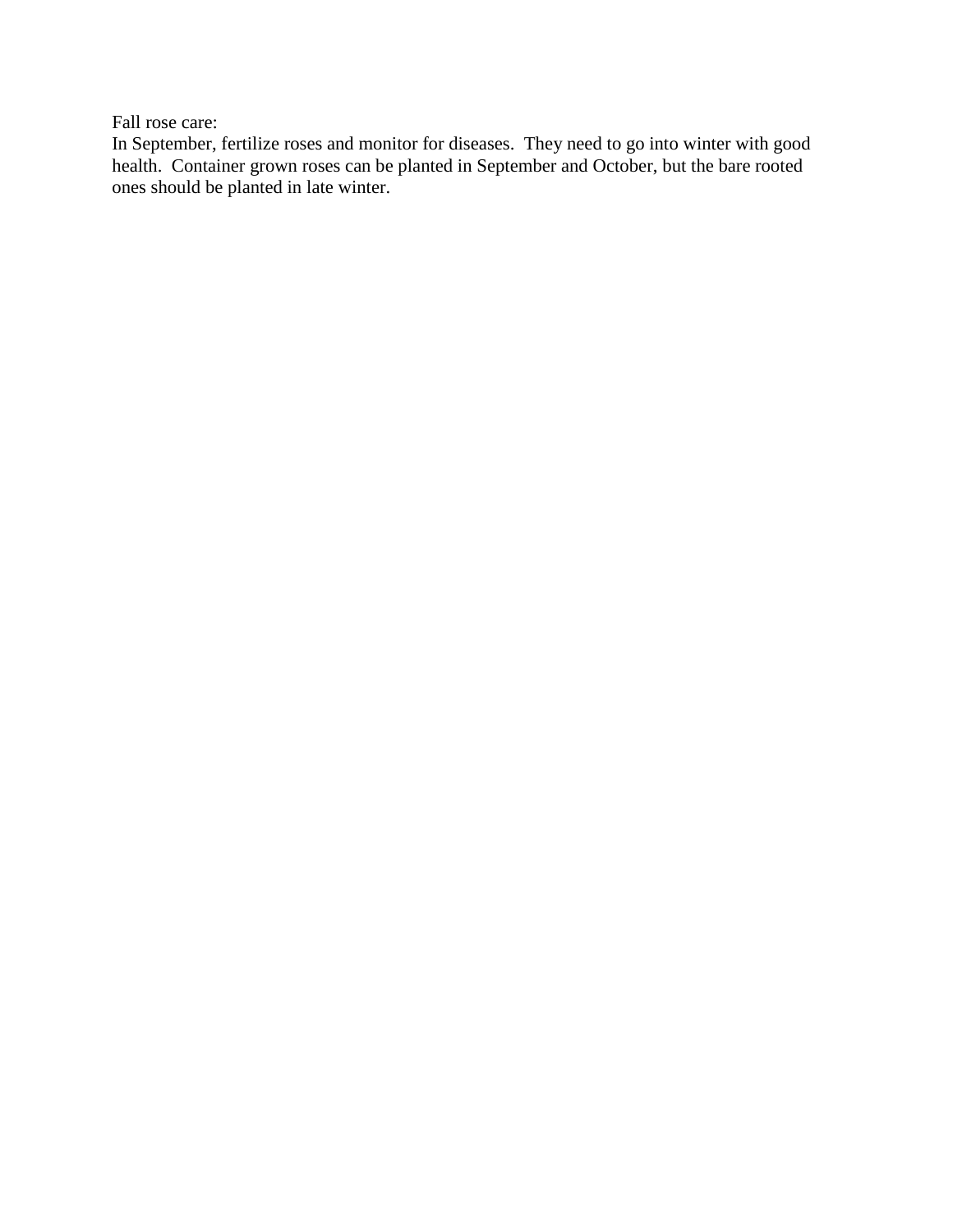Fall rose care:

In September, fertilize roses and monitor for diseases. They need to go into winter with good health. Container grown roses can be planted in September and October, but the bare rooted ones should be planted in late winter.